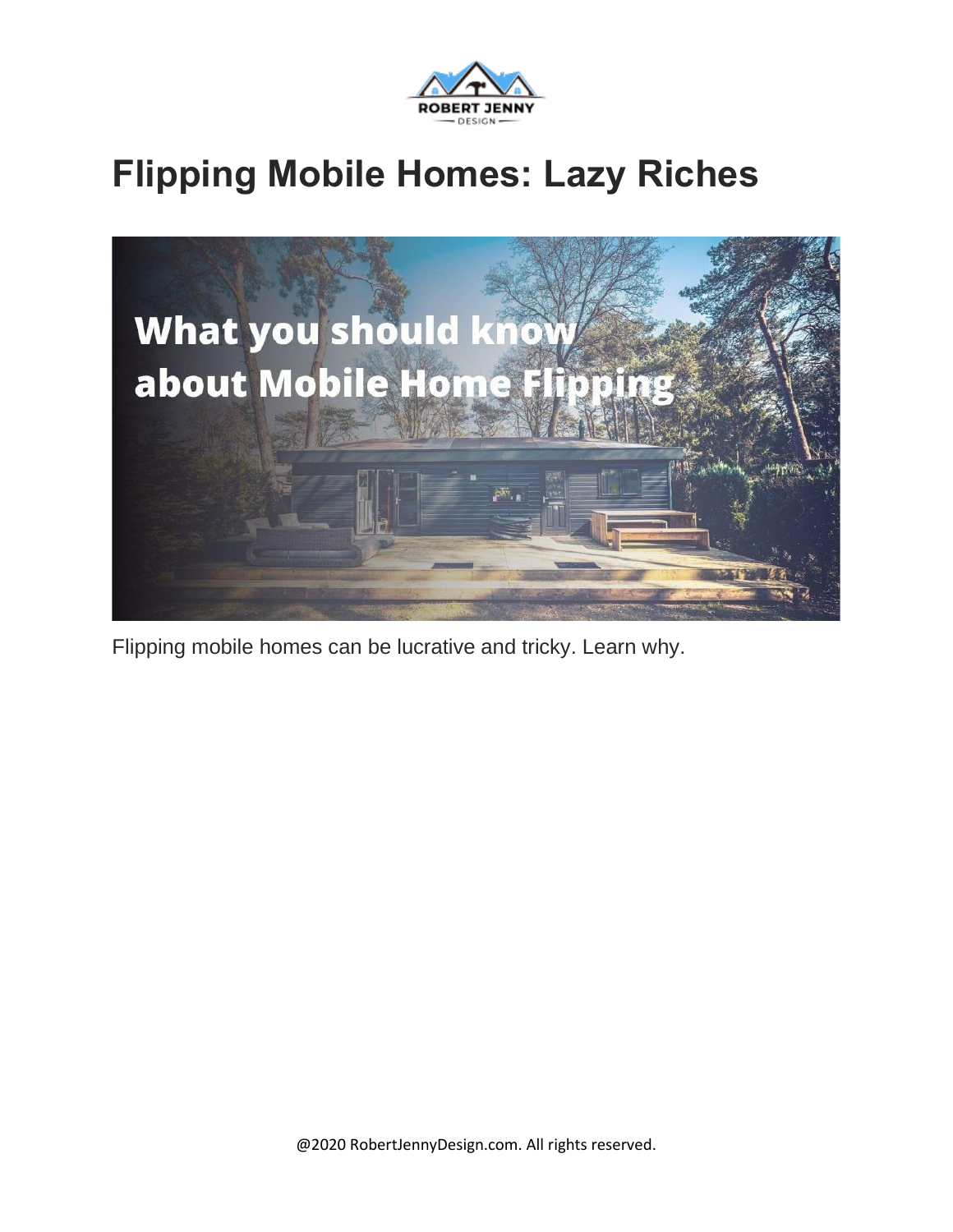# Flipping Mobile Homes: Lazy Riches

Flipping mobile homes can be lucrative and tricky. Learn why.

@2020 RobertJennyDesign.com. All rights reserved.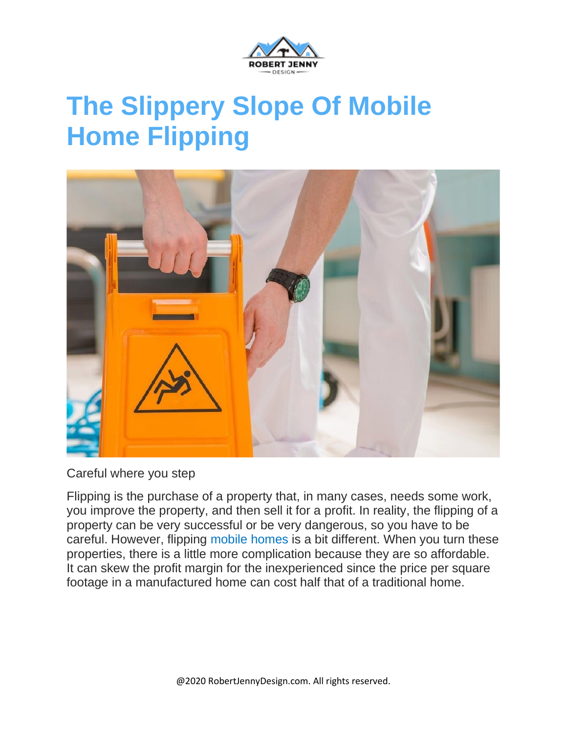# The Slippery Slope Of Mobile Home Flipping

Careful where you step

Flipping is the purchase of a property that, in many cases, needs some work, you improve the property, and then sell it for a profit. In reality, the flipping of a property can be very successful or be very dangerous, so you have to be careful. However, flipping mobile homes is a bit different. When you turn these properties, there is a little more complication because they are so affordable. It can skew the profit margin for the inexperienced since the price per square footage in a manufactured home can cost half that of a traditional home.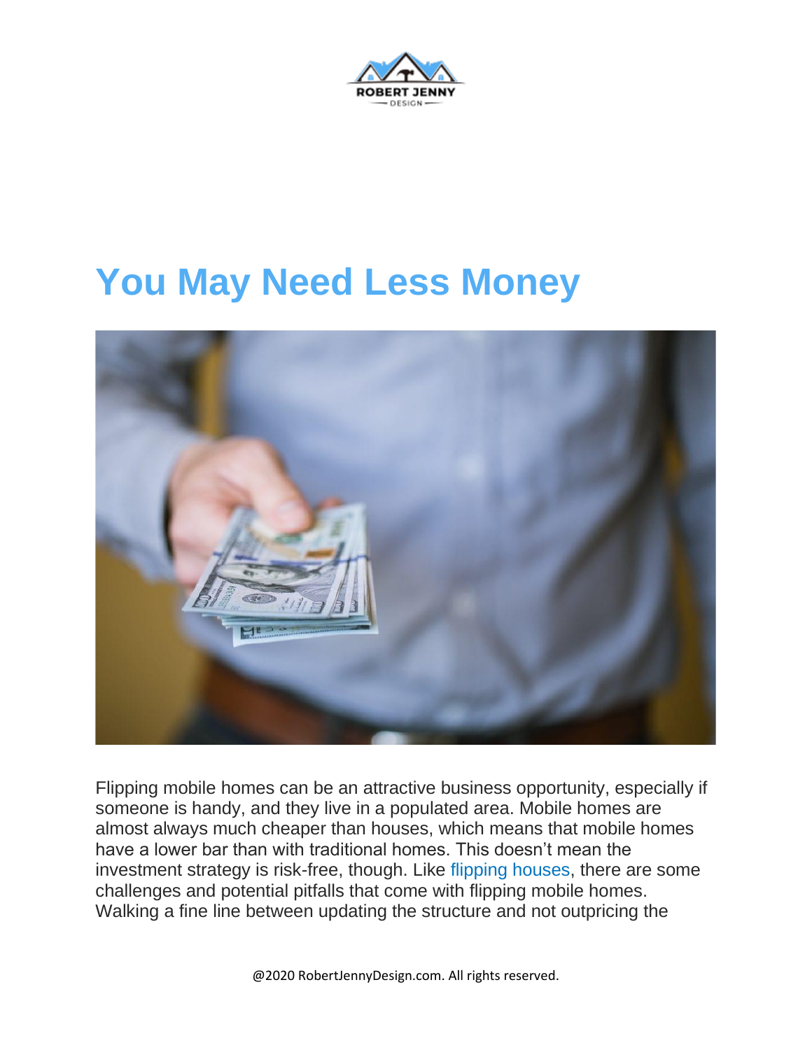# You May Need Less Money

Flipping mobile homes can be an attractive business opportunity, especially if someone is handy, and they live in a populated area. Mobile homes are almost always much cheaper than houses, which means that mobile homes have a lower bar than with traditional homes. This doesn't mean the investment strategy is risk-free, though. Like flipping houses, there are some challenges and potential pitfalls that come with flipping mobile homes. Walking a fine line between updating the structure and not outpricing the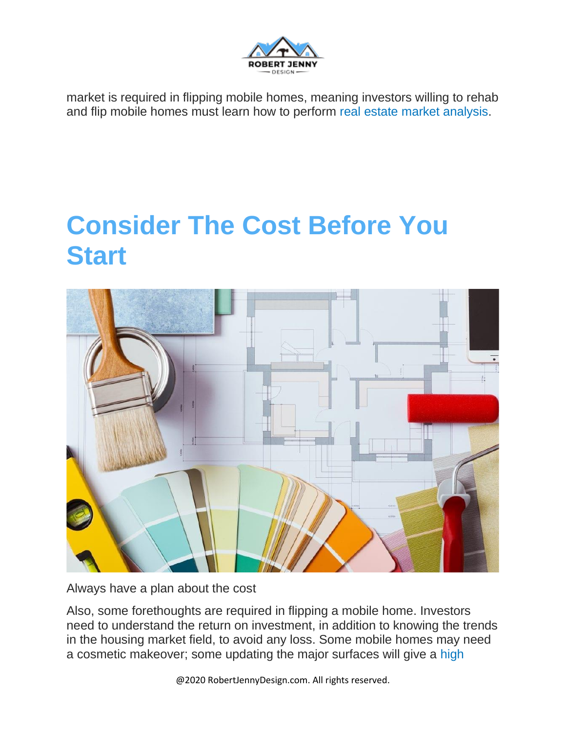market is required in flipping mobile homes, meaning investors willing to rehab and flip mobile homes must learn how to perform real estate market analysis.

## Consider The Cost Before You Start

Always have a plan about the cost

Also, some forethoughts are required in flipping a mobile home. Investors need to understand the return on investment, in addition to knowing the trends in the housing market field, to avoid any loss. Some mobile homes may need a cosmetic makeover; some updating the major surfaces will give a high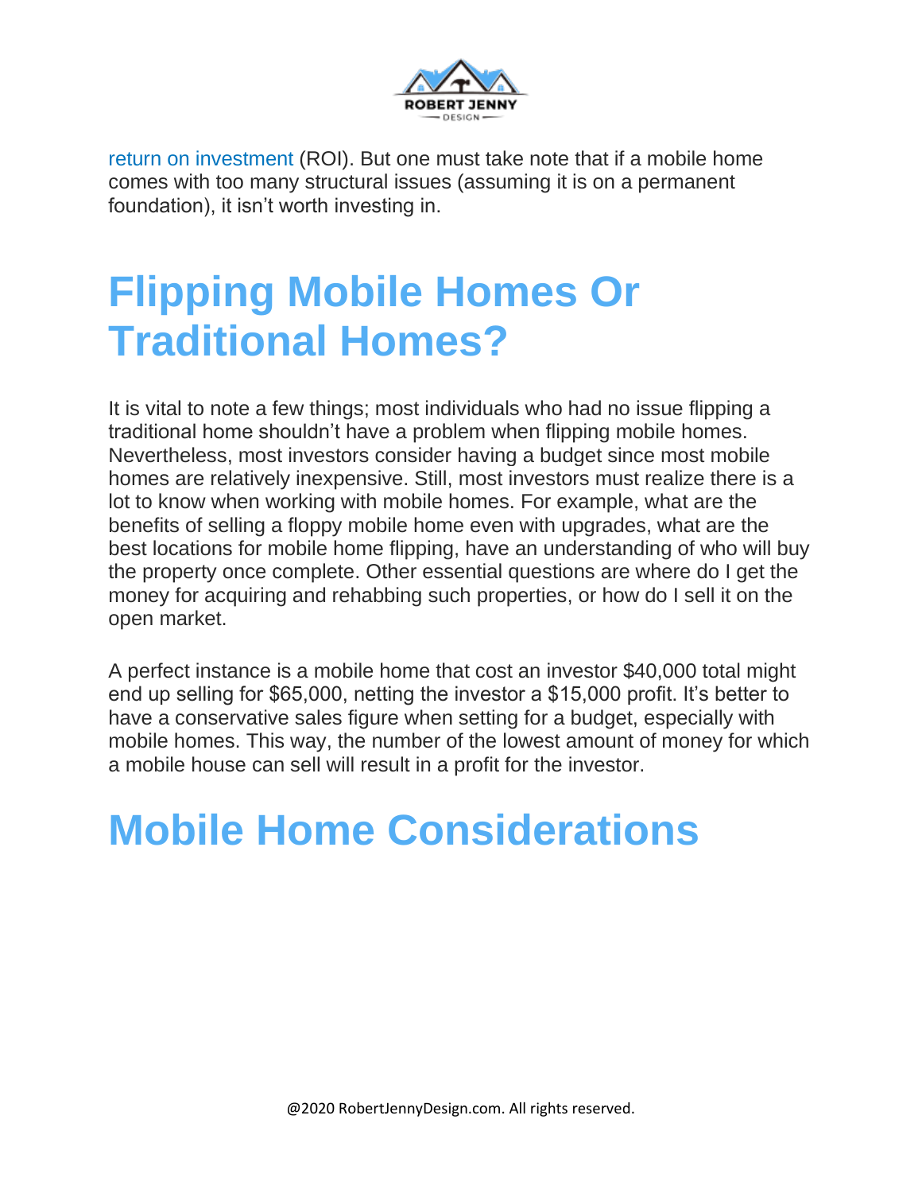return on investment (ROI). But one must take note that if a mobile home comes with too many structural issues (assuming it is on a permanent foundation), it isn't worth investing in.

# Flipping Mobile Homes Or Traditional Homes?

It is vital to note a few things; most individuals who had no issue flipping a traditional home shouldn't have a problem when flipping mobile homes. Nevertheless, most investors consider having a budget since most mobile homes are relatively inexpensive. Still, most investors must realize there is a lot to know when working with mobile homes. For example, what are the benefits of selling a floppy mobile home even with upgrades, what are the best locations for mobile home flipping, have an understanding of who will buy the property once complete. Other essential questions are where do I get the money for acquiring and rehabbing such properties, or how do I sell it on the open market.

A perfect instance is a mobile home that cost an investor $40,000 total might end up selling for $65,000, netting the investor a $15,000 profit. It's better to have a conservative sales figure when setting for a budget, especially with mobile homes. This way, the number of the lowest amount of money for which a mobile house can sell will result in a profit for the investor.

# Mobile Home Considerations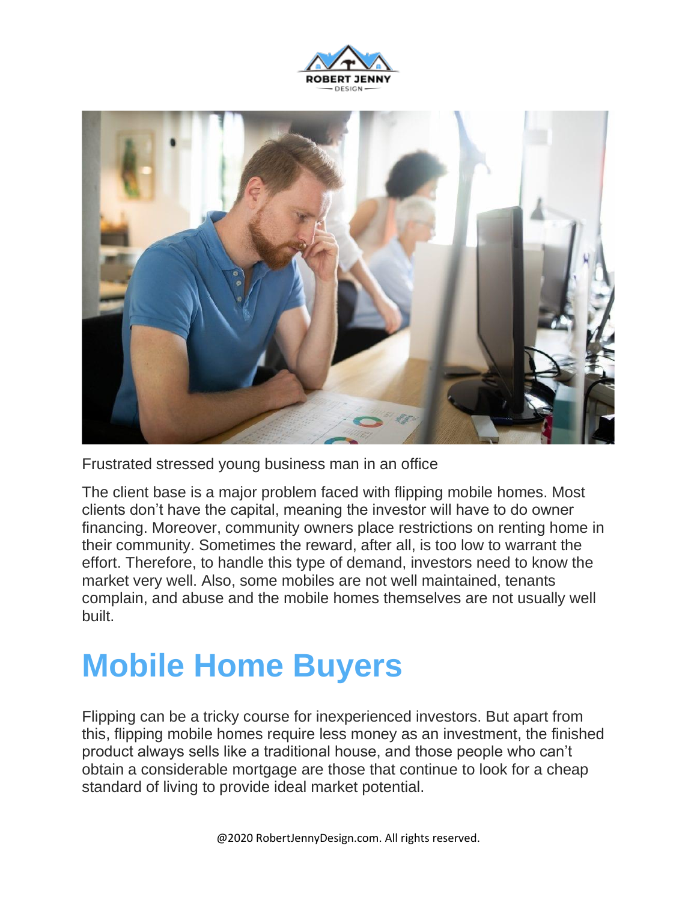Frustrated stressed young business man in an office

The client base is a major problem faced with flipping mobile homes. Most clients don't have the capital, meaning the investor will have to do owner financing. Moreover, community owners place restrictions on renting home in their community. Sometimes the reward, after all, is too low to warrant the effort. Therefore, to handle this type of demand, investors need to know the market very well. Also, some mobiles are not well maintained, tenants complain, and abuse and the mobile homes themselves are not usually well built.

# Mobile Home Buyers

Flipping can be a tricky course for inexperienced investors. But apart from this, flipping mobile homes require less money as an investment, the finished product always sells like a traditional house, and those people who can't obtain a considerable mortgage are those that continue to look for a cheap standard of living to provide ideal market potential.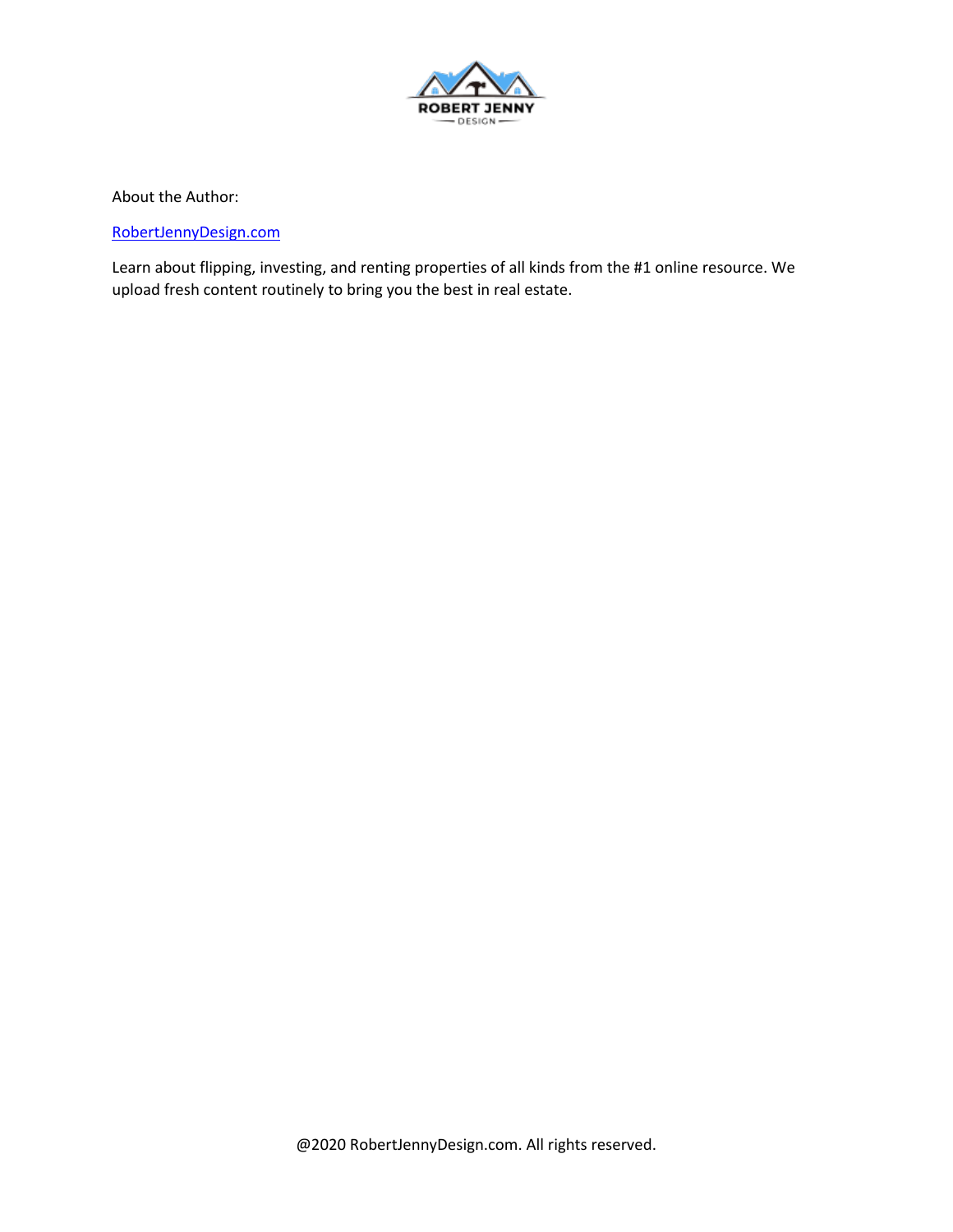About the Author:

RobertJennyDesign.com

Learn about flipping, investing, and renting properties of all kinds from the #1 online resource. We upload fresh content routinely to bring you the best in real estate.

@2020 RobertJennyDesign.com. All rights reserved.